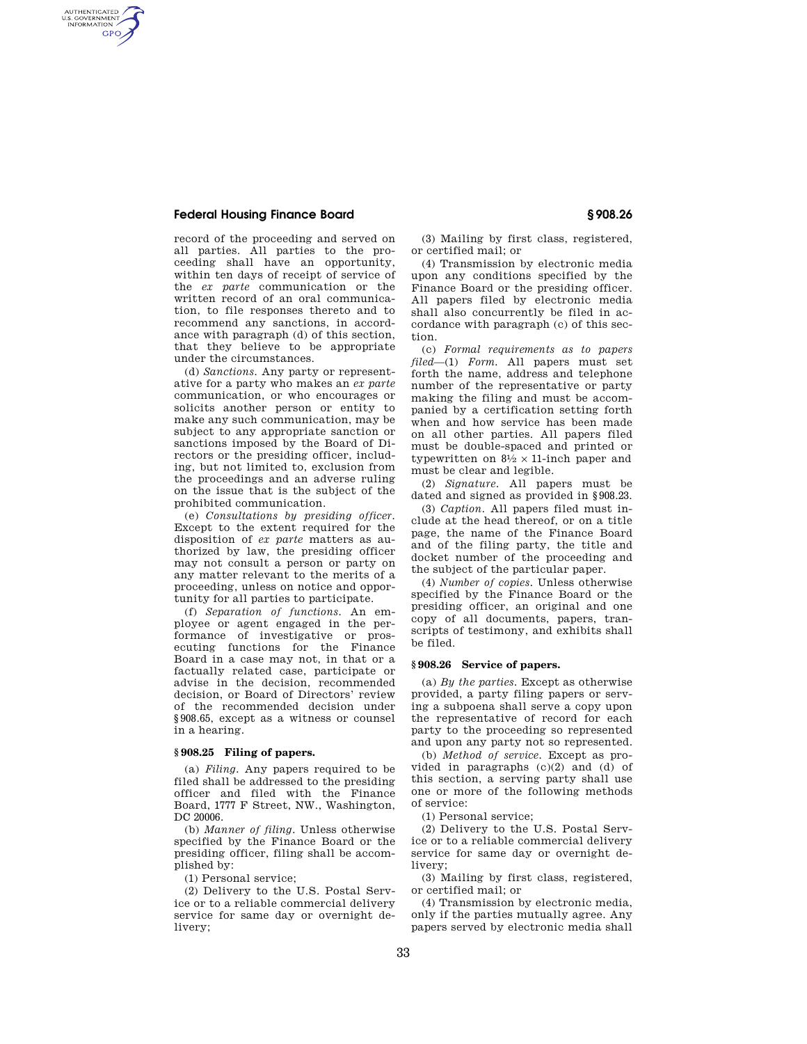record of the proceeding and served on all parties. All parties to the proceeding shall have an opportunity, within ten days of receipt of service of the *ex parte* communication or the written record of an oral communication, to file responses thereto and to recommend any sanctions, in accordance with paragraph (d) of this section, that they believe to be appropriate under the circumstances.

(d) *Sanctions.* Any party or representative for a party who makes an *ex parte* communication, or who encourages or solicits another person or entity to make any such communication, may be subject to any appropriate sanction or sanctions imposed by the Board of Directors or the presiding officer, including, but not limited to, exclusion from the proceedings and an adverse ruling on the issue that is the subject of the prohibited communication.

(e) *Consultations by presiding officer.* Except to the extent required for the disposition of *ex parte* matters as authorized by law, the presiding officer may not consult a person or party on any matter relevant to the merits of a proceeding, unless on notice and opportunity for all parties to participate.

(f) *Separation of functions.* An employee or agent engaged in the performance of investigative or prosecuting functions for the Finance Board in a case may not, in that or a factually related case, participate or advise in the decision, recommended decision, or Board of Directors' review of the recommended decision under §908.65, except as a witness or counsel in a hearing.

## § 908.25 Filing of papers.

(a) *Filing.* Any papers required to be filed shall be addressed to the presiding officer and filed with the Finance Board, 1777 F Street, NW., Washington, DC 20006.

(b) *Manner of filing.* Unless otherwise specified by the Finance Board or the presiding officer, filing shall be accomplished by:

(1) Personal service;

(2) Delivery to the U.S. Postal Service or to a reliable commercial delivery service for same day or overnight delivery;

(3) Mailing by first class, registered, or certified mail; or

(4) Transmission by electronic media upon any conditions specified by the Finance Board or the presiding officer. All papers filed by electronic media shall also concurrently be filed in accordance with paragraph (c) of this section.

(c) *Formal requirements as to papers filed*—(1) *Form.* All papers must set forth the name, address and telephone number of the representative or party making the filing and must be accompanied by a certification setting forth when and how service has been made on all other parties. All papers filed must be double-spaced and printed or typewritten on $8\frac{1}{2} \times 11$-inch paper and must be clear and legible.

(2) *Signature.* All papers must be dated and signed as provided in §908.23.

(3) *Caption.* All papers filed must include at the head thereof, or on a title page, the name of the Finance Board and of the filing party, the title and docket number of the proceeding and the subject of the particular paper.

(4) *Number of copies.* Unless otherwise specified by the Finance Board or the presiding officer, an original and one copy of all documents, papers, transcripts of testimony, and exhibits shall be filed.

## § 908.26 Service of papers.

(a) *By the parties.* Except as otherwise provided, a party filing papers or serving a subpoena shall serve a copy upon the representative of record for each party to the proceeding so represented and upon any party not so represented.

(b) *Method of service.* Except as provided in paragraphs (c)(2) and (d) of this section, a serving party shall use one or more of the following methods of service:

(1) Personal service;

(2) Delivery to the U.S. Postal Service or to a reliable commercial delivery service for same day or overnight delivery;

(3) Mailing by first class, registered, or certified mail; or

(4) Transmission by electronic media, only if the parties mutually agree. Any papers served by electronic media shall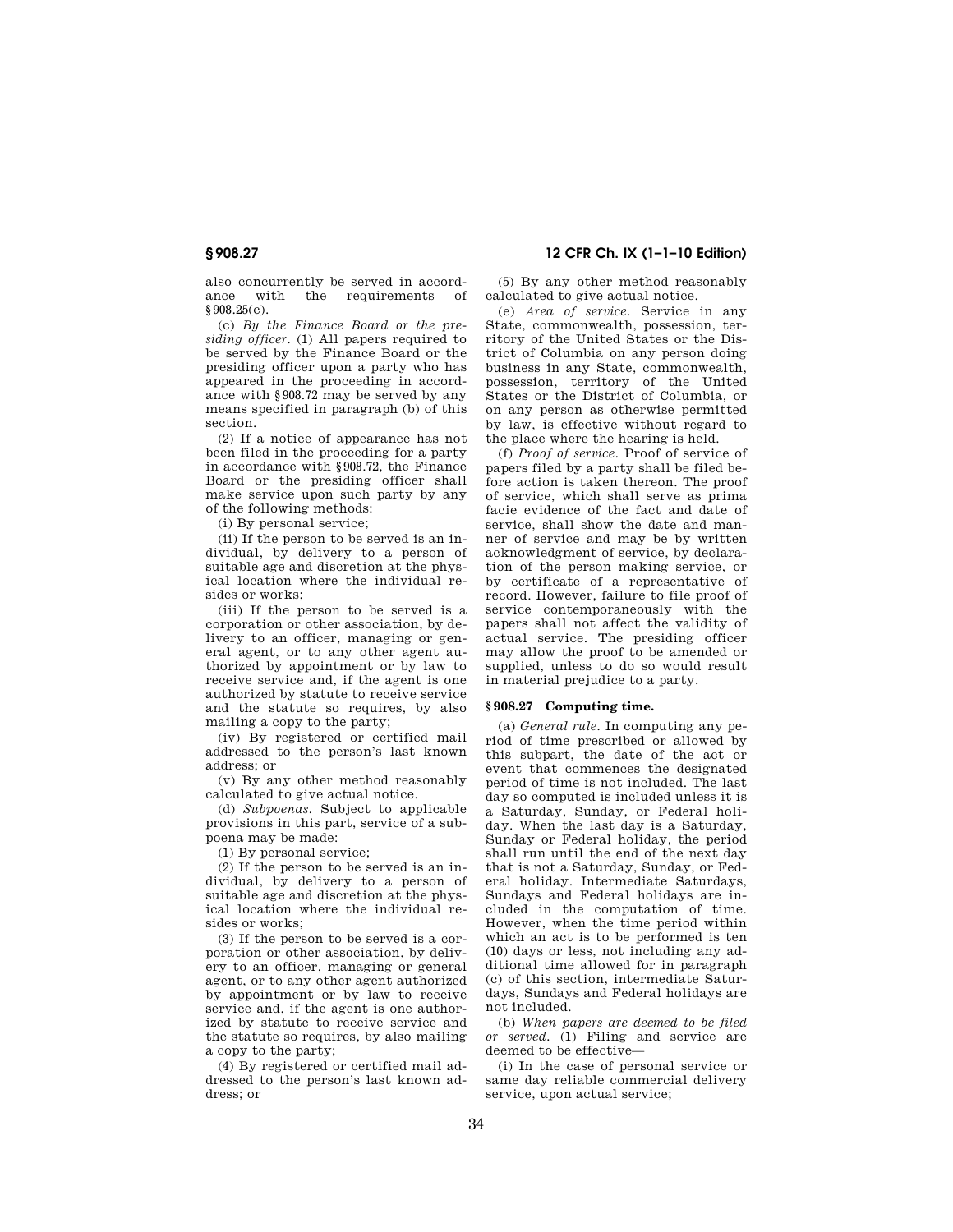also concurrently be served in accordance with the requirements of §908.25(c).

(c) *By the Finance Board or the presiding officer.* (1) All papers required to be served by the Finance Board or the presiding officer upon a party who has appeared in the proceeding in accordance with §908.72 may be served by any means specified in paragraph (b) of this section.

(2) If a notice of appearance has not been filed in the proceeding for a party in accordance with §908.72, the Finance Board or the presiding officer shall make service upon such party by any of the following methods:

(i) By personal service;

(ii) If the person to be served is an individual, by delivery to a person of suitable age and discretion at the physical location where the individual resides or works;

(iii) If the person to be served is a corporation or other association, by delivery to an officer, managing or general agent, or to any other agent authorized by appointment or by law to receive service and, if the agent is one authorized by statute to receive service and the statute so requires, by also mailing a copy to the party;

(iv) By registered or certified mail addressed to the person's last known address; or

(v) By any other method reasonably calculated to give actual notice.

(d) *Subpoenas.* Subject to applicable provisions in this part, service of a subpoena may be made:

(1) By personal service;

(2) If the person to be served is an individual, by delivery to a person of suitable age and discretion at the physical location where the individual resides or works;

(3) If the person to be served is a corporation or other association, by delivery to an officer, managing or general agent, or to any other agent authorized by appointment or by law to receive service and, if the agent is one authorized by statute to receive service and the statute so requires, by also mailing a copy to the party;

(4) By registered or certified mail addressed to the person's last known address; or

(5) By any other method reasonably calculated to give actual notice.

(e) *Area of service.* Service in any State, commonwealth, possession, territory of the United States or the District of Columbia on any person doing business in any State, commonwealth, possession, territory of the United States or the District of Columbia, or on any person as otherwise permitted by law, is effective without regard to the place where the hearing is held.

(f) *Proof of service.* Proof of service of papers filed by a party shall be filed before action is taken thereon. The proof of service, which shall serve as prima facie evidence of the fact and date of service, shall show the date and manner of service and may be by written acknowledgment of service, by declaration of the person making service, or by certificate of a representative of record. However, failure to file proof of service contemporaneously with the papers shall not affect the validity of actual service. The presiding officer may allow the proof to be amended or supplied, unless to do so would result in material prejudice to a party.

## §908.27 Computing time.

(a) *General rule.* In computing any period of time prescribed or allowed by this subpart, the date of the act or event that commences the designated period of time is not included. The last day so computed is included unless it is a Saturday, Sunday, or Federal holiday. When the last day is a Saturday, Sunday or Federal holiday, the period shall run until the end of the next day that is not a Saturday, Sunday, or Federal holiday. Intermediate Saturdays, Sundays and Federal holidays are included in the computation of time. However, when the time period within which an act is to be performed is ten (10) days or less, not including any additional time allowed for in paragraph (c) of this section, intermediate Saturdays, Sundays and Federal holidays are not included.

(b) *When papers are deemed to be filed or served.* (1) Filing and service are deemed to be effective—

(i) In the case of personal service or same day reliable commercial delivery service, upon actual service;